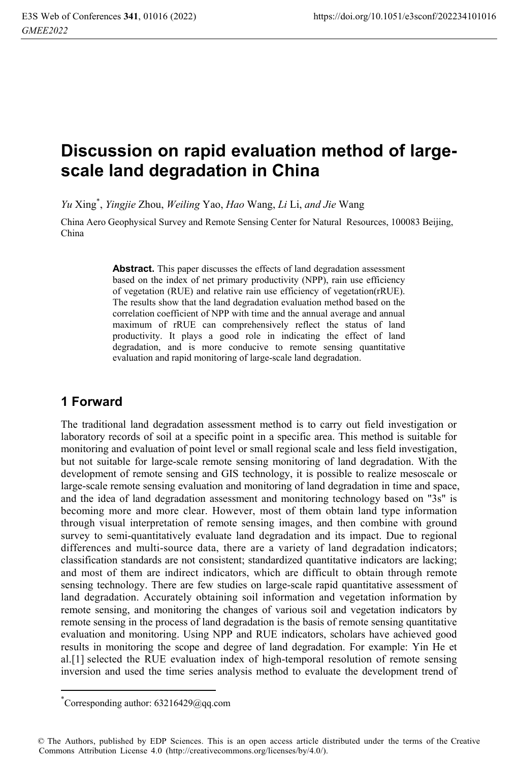# Discussion on rapid evaluation method of large-scale land degradation in China

*Yu* Xing*, *Yingjie* Zhou, *Weiling* Yao, *Hao* Wang, *Li* Li, *and Jie* Wang

China Aero Geophysical Survey and Remote Sensing Center for Natural Resources, 100083 Beijing, China

> **Abstract.** This paper discusses the effects of land degradation assessment based on the index of net primary productivity (NPP), rain use efficiency of vegetation (RUE) and relative rain use efficiency of vegetation(rRUE). The results show that the land degradation evaluation method based on the correlation coefficient of NPP with time and the annual average and annual maximum of rRUE can comprehensively reflect the status of land productivity. It plays a good role in indicating the effect of land degradation, and is more conducive to remote sensing quantitative evaluation and rapid monitoring of large-scale land degradation.

## 1 Forward

The traditional land degradation assessment method is to carry out field investigation or laboratory records of soil at a specific point in a specific area. This method is suitable for monitoring and evaluation of point level or small regional scale and less field investigation, but not suitable for large-scale remote sensing monitoring of land degradation. With the development of remote sensing and GIS technology, it is possible to realize mesoscale or large-scale remote sensing evaluation and monitoring of land degradation in time and space, and the idea of land degradation assessment and monitoring technology based on "3s" is becoming more and more clear. However, most of them obtain land type information through visual interpretation of remote sensing images, and then combine with ground survey to semi-quantitatively evaluate land degradation and its impact. Due to regional differences and multi-source data, there are a variety of land degradation indicators; classification standards are not consistent; standardized quantitative indicators are lacking; and most of them are indirect indicators, which are difficult to obtain through remote sensing technology. There are few studies on large-scale rapid quantitative assessment of land degradation. Accurately obtaining soil information and vegetation information by remote sensing, and monitoring the changes of various soil and vegetation indicators by remote sensing in the process of land degradation is the basis of remote sensing quantitative evaluation and monitoring. Using NPP and RUE indicators, scholars have achieved good results in monitoring the scope and degree of land degradation. For example: Yin He et al.[1] selected the RUE evaluation index of high-temporal resolution of remote sensing inversion and used the time series analysis method to evaluate the development trend of

---

*Corresponding author: 63216429@qq.com

© The Authors, published by EDP Sciences. This is an open access article distributed under the terms of the Creative Commons Attribution License 4.0 (http://creativecommons.org/licenses/by/4.0/).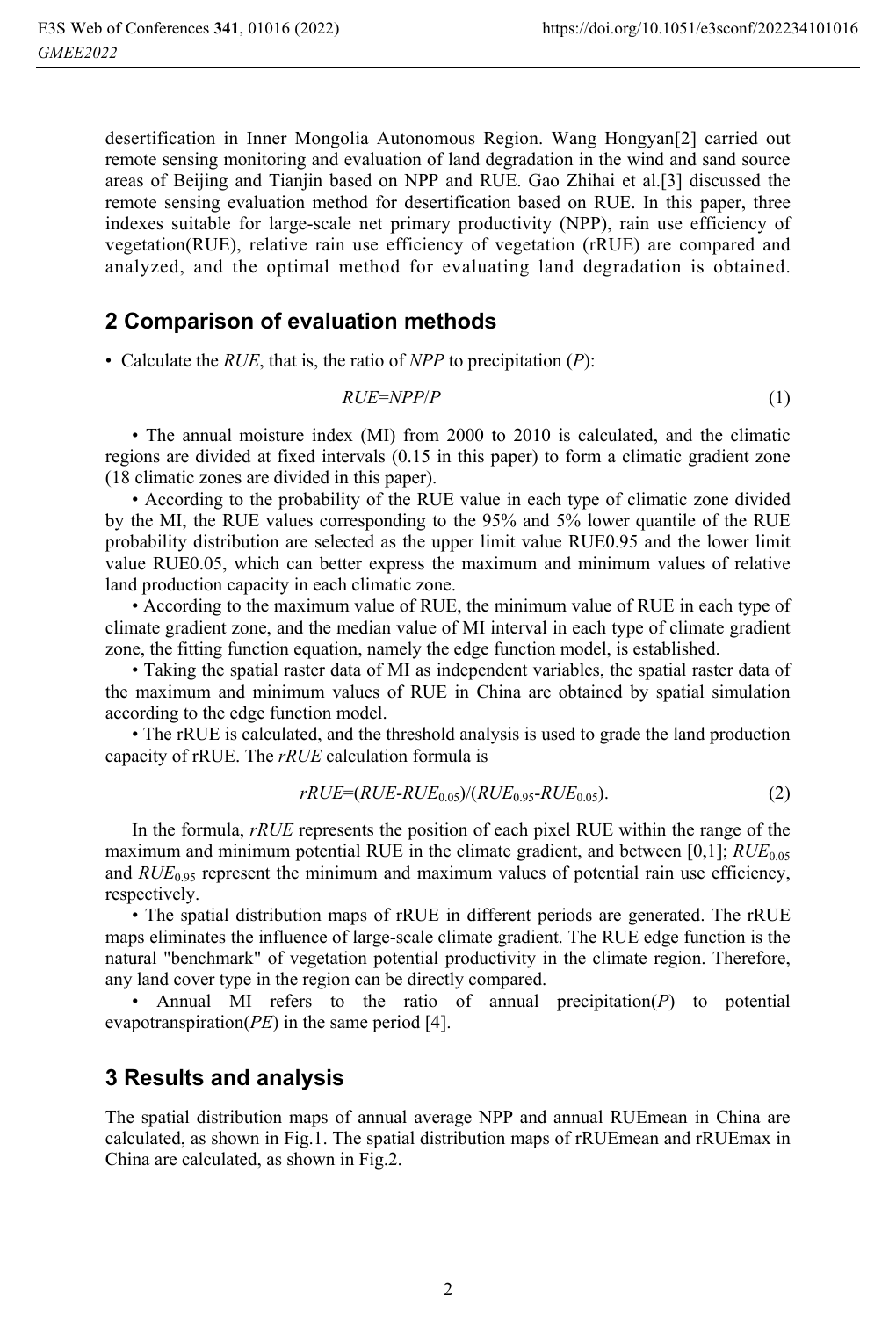desertification in Inner Mongolia Autonomous Region. Wang Hongyan[2] carried out remote sensing monitoring and evaluation of land degradation in the wind and sand source areas of Beijing and Tianjin based on NPP and RUE. Gao Zhihai et al.[3] discussed the remote sensing evaluation method for desertification based on RUE. In this paper, three indexes suitable for large-scale net primary productivity (NPP), rain use efficiency of vegetation(RUE), relative rain use efficiency of vegetation (rRUE) are compared and analyzed, and the optimal method for evaluating land degradation is obtained.

## 2 Comparison of evaluation methods

- Calculate the *RUE*, that is, the ratio of *NPP* to precipitation (*P*):

$$RUE=NPP/P \tag{1}$$

- The annual moisture index (MI) from 2000 to 2010 is calculated, and the climatic regions are divided at fixed intervals (0.15 in this paper) to form a climatic gradient zone (18 climatic zones are divided in this paper).
- According to the probability of the RUE value in each type of climatic zone divided by the MI, the RUE values corresponding to the 95% and 5% lower quantile of the RUE probability distribution are selected as the upper limit value RUE0.95 and the lower limit value RUE0.05, which can better express the maximum and minimum values of relative land production capacity in each climatic zone.
- According to the maximum value of RUE, the minimum value of RUE in each type of climate gradient zone, and the median value of MI interval in each type of climate gradient zone, the fitting function equation, namely the edge function model, is established.
- Taking the spatial raster data of MI as independent variables, the spatial raster data of the maximum and minimum values of RUE in China are obtained by spatial simulation according to the edge function model.
- The rRUE is calculated, and the threshold analysis is used to grade the land production capacity of rRUE. The *rRUE* calculation formula is

$$rRUE=(RUE-RUE_{0.05})/(RUE_{0.95}-RUE_{0.05}). \tag{2}$$

In the formula, *rRUE* represents the position of each pixel RUE within the range of the maximum and minimum potential RUE in the climate gradient, and between [0,1]; $RUE_{0.05}$ and $RUE_{0.95}$ represent the minimum and maximum values of potential rain use efficiency, respectively.

- The spatial distribution maps of rRUE in different periods are generated. The rRUE maps eliminates the influence of large-scale climate gradient. The RUE edge function is the natural "benchmark" of vegetation potential productivity in the climate region. Therefore, any land cover type in the region can be directly compared.
- Annual MI refers to the ratio of annual precipitation(*P*) to potential evapotranspiration(*PE*) in the same period [4].

## 3 Results and analysis

The spatial distribution maps of annual average NPP and annual RUEmean in China are calculated, as shown in Fig.1. The spatial distribution maps of rRUEmean and rRUEmax in China are calculated, as shown in Fig.2.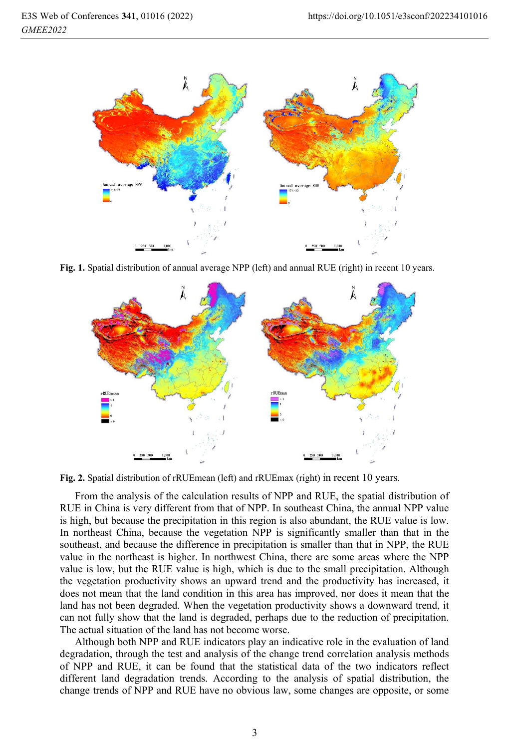Fig. 1. Spatial distribution of annual average NPP (left) and annual RUE (right) in recent 10 years.

Fig. 2. Spatial distribution of rRUEmean (left) and rRUEmax (right) in recent 10 years.

From the analysis of the calculation results of NPP and RUE, the spatial distribution of RUE in China is very different from that of NPP. In southeast China, the annual NPP value is high, but because the precipitation in this region is also abundant, the RUE value is low. In northeast China, because the vegetation NPP is significantly smaller than that in the southeast, and because the difference in precipitation is smaller than that in NPP, the RUE value in the northeast is higher. In northwest China, there are some areas where the NPP value is low, but the RUE value is high, which is due to the small precipitation. Although the vegetation productivity shows an upward trend and the productivity has increased, it does not mean that the land condition in this area has improved, nor does it mean that the land has not been degraded. When the vegetation productivity shows a downward trend, it can not fully show that the land is degraded, perhaps due to the reduction of precipitation. The actual situation of the land has not become worse.

Although both NPP and RUE indicators play an indicative role in the evaluation of land degradation, through the test and analysis of the change trend correlation analysis methods of NPP and RUE, it can be found that the statistical data of the two indicators reflect different land degradation trends. According to the analysis of spatial distribution, the change trends of NPP and RUE have no obvious law, some changes are opposite, or some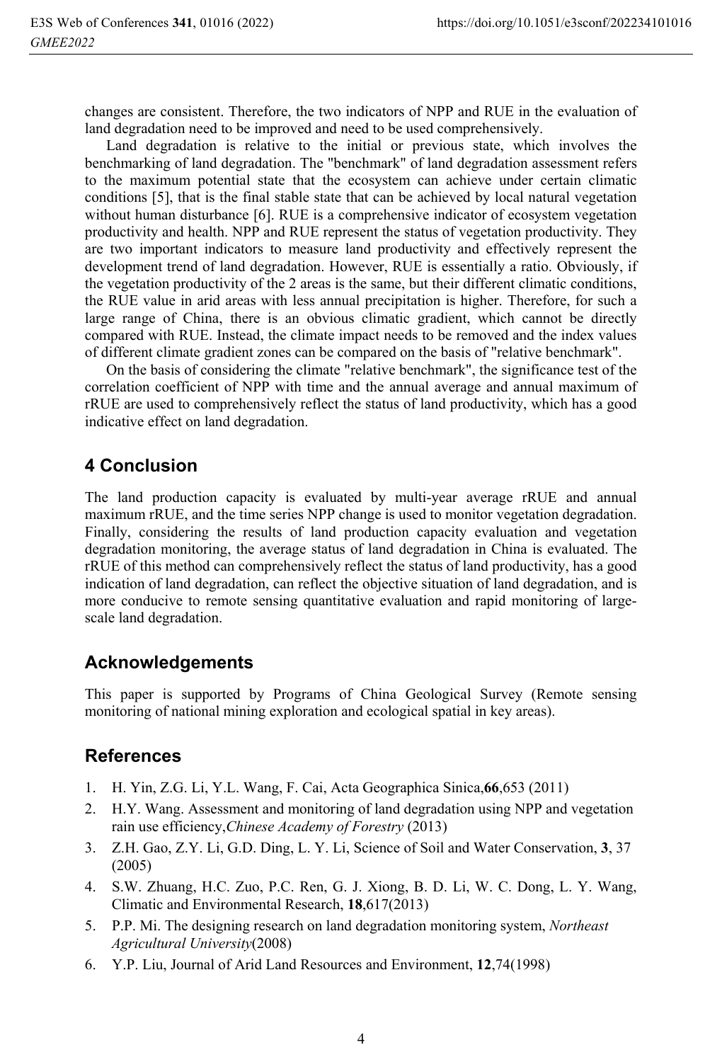changes are consistent. Therefore, the two indicators of NPP and RUE in the evaluation of land degradation need to be improved and need to be used comprehensively.

Land degradation is relative to the initial or previous state, which involves the benchmarking of land degradation. The "benchmark" of land degradation assessment refers to the maximum potential state that the ecosystem can achieve under certain climatic conditions [5], that is the final stable state that can be achieved by local natural vegetation without human disturbance [6]. RUE is a comprehensive indicator of ecosystem vegetation productivity and health. NPP and RUE represent the status of vegetation productivity. They are two important indicators to measure land productivity and effectively represent the development trend of land degradation. However, RUE is essentially a ratio. Obviously, if the vegetation productivity of the 2 areas is the same, but their different climatic conditions, the RUE value in arid areas with less annual precipitation is higher. Therefore, for such a large range of China, there is an obvious climatic gradient, which cannot be directly compared with RUE. Instead, the climate impact needs to be removed and the index values of different climate gradient zones can be compared on the basis of "relative benchmark".

On the basis of considering the climate "relative benchmark", the significance test of the correlation coefficient of NPP with time and the annual average and annual maximum of rRUE are used to comprehensively reflect the status of land productivity, which has a good indicative effect on land degradation.

## 4 Conclusion

The land production capacity is evaluated by multi-year average rRUE and annual maximum rRUE, and the time series NPP change is used to monitor vegetation degradation. Finally, considering the results of land production capacity evaluation and vegetation degradation monitoring, the average status of land degradation in China is evaluated. The rRUE of this method can comprehensively reflect the status of land productivity, has a good indication of land degradation, can reflect the objective situation of land degradation, and is more conducive to remote sensing quantitative evaluation and rapid monitoring of large-scale land degradation.

## Acknowledgements

This paper is supported by Programs of China Geological Survey (Remote sensing monitoring of national mining exploration and ecological spatial in key areas).

## References

1. H. Yin, Z.G. Li, Y.L. Wang, F. Cai, Acta Geographica Sinica,**66**,653 (2011)
2. H.Y. Wang. Assessment and monitoring of land degradation using NPP and vegetation rain use efficiency,*Chinese Academy of Forestry* (2013)
3. Z.H. Gao, Z.Y. Li, G.D. Ding, L. Y. Li, Science of Soil and Water Conservation, **3**, 37 (2005)
4. S.W. Zhuang, H.C. Zuo, P.C. Ren, G. J. Xiong, B. D. Li, W. C. Dong, L. Y. Wang, Climatic and Environmental Research, **18**,617(2013)
5. P.P. Mi. The designing research on land degradation monitoring system, *Northeast Agricultural University*(2008)
6. Y.P. Liu, Journal of Arid Land Resources and Environment, **12**,74(1998)